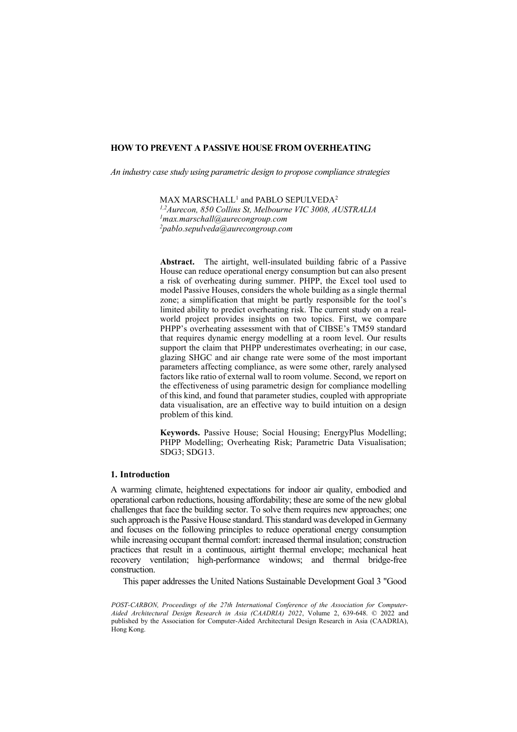# HOW TO PREVENT A PASSIVE HOUSE FROM OVERHEATING

*An industry case study using parametric design to propose compliance strategies*

MAX MARSCHALL[1] and PABLO SEPULVEDA[2]
[1,2]*Aurecon, 850 Collins St, Melbourne VIC 3008, AUSTRALIA*
[1]*max.marschall@aurecongroup.com*
[2]*pablo.sepulveda@aurecongroup.com*

**Abstract.** The airtight, well-insulated building fabric of a Passive House can reduce operational energy consumption but can also present a risk of overheating during summer. PHPP, the Excel tool used to model Passive Houses, considers the whole building as a single thermal zone; a simplification that might be partly responsible for the tool's limited ability to predict overheating risk. The current study on a real-world project provides insights on two topics. First, we compare PHPP's overheating assessment with that of CIBSE's TM59 standard that requires dynamic energy modelling at a room level. Our results support the claim that PHPP underestimates overheating; in our case, glazing SHGC and air change rate were some of the most important parameters affecting compliance, as were some other, rarely analysed factors like ratio of external wall to room volume. Second, we report on the effectiveness of using parametric design for compliance modelling of this kind, and found that parameter studies, coupled with appropriate data visualisation, are an effective way to build intuition on a design problem of this kind.

**Keywords.** Passive House; Social Housing; EnergyPlus Modelling; PHPP Modelling; Overheating Risk; Parametric Data Visualisation; SDG3; SDG13.

## 1. Introduction

A warming climate, heightened expectations for indoor air quality, embodied and operational carbon reductions, housing affordability; these are some of the new global challenges that face the building sector. To solve them requires new approaches; one such approach is the Passive House standard. This standard was developed in Germany and focuses on the following principles to reduce operational energy consumption while increasing occupant thermal comfort: increased thermal insulation; construction practices that result in a continuous, airtight thermal envelope; mechanical heat recovery ventilation; high-performance windows; and thermal bridge-free construction.

This paper addresses the United Nations Sustainable Development Goal 3 "Good

*POST-CARBON, Proceedings of the 27th International Conference of the Association for Computer-Aided Architectural Design Research in Asia (CAADRIA) 2022*, Volume 2, 639-648. © 2022 and published by the Association for Computer-Aided Architectural Design Research in Asia (CAADRIA), Hong Kong.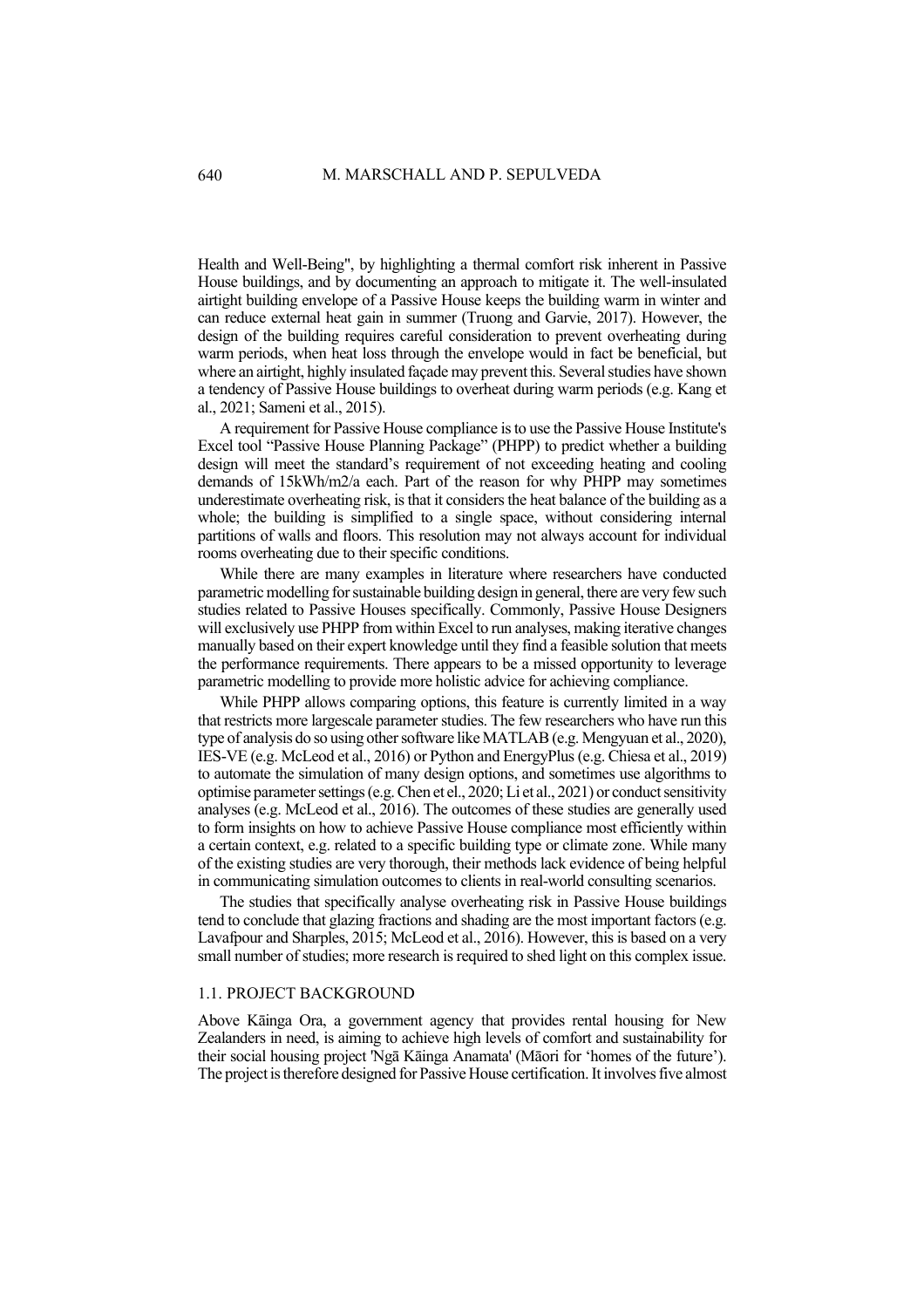Health and Well-Being", by highlighting a thermal comfort risk inherent in Passive House buildings, and by documenting an approach to mitigate it. The well-insulated airtight building envelope of a Passive House keeps the building warm in winter and can reduce external heat gain in summer (Truong and Garvie, 2017). However, the design of the building requires careful consideration to prevent overheating during warm periods, when heat loss through the envelope would in fact be beneficial, but where an airtight, highly insulated façade may prevent this. Several studies have shown a tendency of Passive House buildings to overheat during warm periods (e.g. Kang et al., 2021; Sameni et al., 2015).

A requirement for Passive House compliance is to use the Passive House Institute's Excel tool "Passive House Planning Package" (PHPP) to predict whether a building design will meet the standard's requirement of not exceeding heating and cooling demands of 15kWh/m2/a each. Part of the reason for why PHPP may sometimes underestimate overheating risk, is that it considers the heat balance of the building as a whole; the building is simplified to a single space, without considering internal partitions of walls and floors. This resolution may not always account for individual rooms overheating due to their specific conditions.

While there are many examples in literature where researchers have conducted parametric modelling for sustainable building design in general, there are very few such studies related to Passive Houses specifically. Commonly, Passive House Designers will exclusively use PHPP from within Excel to run analyses, making iterative changes manually based on their expert knowledge until they find a feasible solution that meets the performance requirements. There appears to be a missed opportunity to leverage parametric modelling to provide more holistic advice for achieving compliance.

While PHPP allows comparing options, this feature is currently limited in a way that restricts more largescale parameter studies. The few researchers who have run this type of analysis do so using other software like MATLAB (e.g. Mengyuan et al., 2020), IES-VE (e.g. McLeod et al., 2016) or Python and EnergyPlus (e.g. Chiesa et al., 2019) to automate the simulation of many design options, and sometimes use algorithms to optimise parameter settings (e.g. Chen et el., 2020; Li et al., 2021) or conduct sensitivity analyses (e.g. McLeod et al., 2016). The outcomes of these studies are generally used to form insights on how to achieve Passive House compliance most efficiently within a certain context, e.g. related to a specific building type or climate zone. While many of the existing studies are very thorough, their methods lack evidence of being helpful in communicating simulation outcomes to clients in real-world consulting scenarios.

The studies that specifically analyse overheating risk in Passive House buildings tend to conclude that glazing fractions and shading are the most important factors (e.g. Lavafpour and Sharples, 2015; McLeod et al., 2016). However, this is based on a very small number of studies; more research is required to shed light on this complex issue.

### 1.1. PROJECT BACKGROUND

Above Kāinga Ora, a government agency that provides rental housing for New Zealanders in need, is aiming to achieve high levels of comfort and sustainability for their social housing project 'Ngā Kāinga Anamata' (Māori for 'homes of the future'). The project is therefore designed for Passive House certification. It involves five almost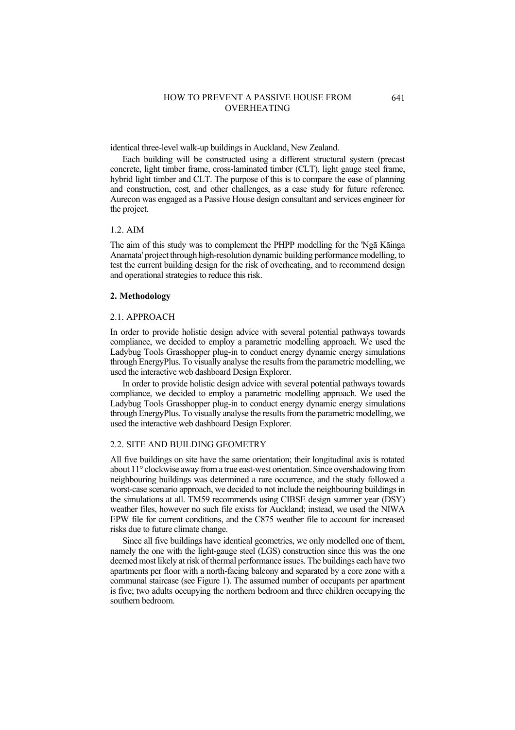identical three-level walk-up buildings in Auckland, New Zealand.

Each building will be constructed using a different structural system (precast concrete, light timber frame, cross-laminated timber (CLT), light gauge steel frame, hybrid light timber and CLT. The purpose of this is to compare the ease of planning and construction, cost, and other challenges, as a case study for future reference. Aurecon was engaged as a Passive House design consultant and services engineer for the project.

### 1.2. AIM

The aim of this study was to complement the PHPP modelling for the 'Ngā Kāinga Anamata' project through high-resolution dynamic building performance modelling, to test the current building design for the risk of overheating, and to recommend design and operational strategies to reduce this risk.

## 2. Methodology

### 2.1. APPROACH

In order to provide holistic design advice with several potential pathways towards compliance, we decided to employ a parametric modelling approach. We used the Ladybug Tools Grasshopper plug-in to conduct energy dynamic energy simulations through EnergyPlus. To visually analyse the results from the parametric modelling, we used the interactive web dashboard Design Explorer.

In order to provide holistic design advice with several potential pathways towards compliance, we decided to employ a parametric modelling approach. We used the Ladybug Tools Grasshopper plug-in to conduct energy dynamic energy simulations through EnergyPlus. To visually analyse the results from the parametric modelling, we used the interactive web dashboard Design Explorer.

### 2.2. SITE AND BUILDING GEOMETRY

All five buildings on site have the same orientation; their longitudinal axis is rotated about 11° clockwise away from a true east-west orientation. Since overshadowing from neighbouring buildings was determined a rare occurrence, and the study followed a worst-case scenario approach, we decided to not include the neighbouring buildings in the simulations at all. TM59 recommends using CIBSE design summer year (DSY) weather files, however no such file exists for Auckland; instead, we used the NIWA EPW file for current conditions, and the C875 weather file to account for increased risks due to future climate change.

Since all five buildings have identical geometries, we only modelled one of them, namely the one with the light-gauge steel (LGS) construction since this was the one deemed most likely at risk of thermal performance issues. The buildings each have two apartments per floor with a north-facing balcony and separated by a core zone with a communal staircase (see Figure 1). The assumed number of occupants per apartment is five; two adults occupying the northern bedroom and three children occupying the southern bedroom.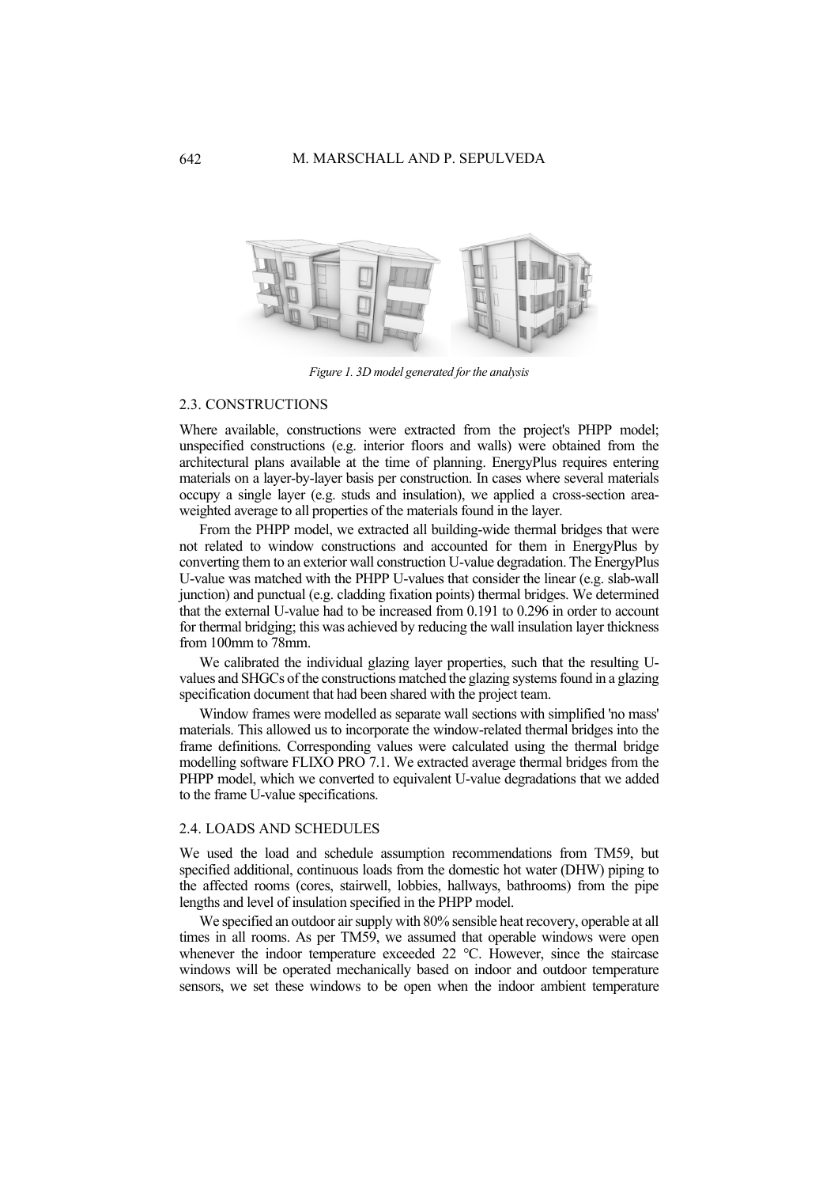*Figure 1. 3D model generated for the analysis*

## 2.3. CONSTRUCTIONS

Where available, constructions were extracted from the project's PHPP model; unspecified constructions (e.g. interior floors and walls) were obtained from the architectural plans available at the time of planning. EnergyPlus requires entering materials on a layer-by-layer basis per construction. In cases where several materials occupy a single layer (e.g. studs and insulation), we applied a cross-section area-weighted average to all properties of the materials found in the layer.

From the PHPP model, we extracted all building-wide thermal bridges that were not related to window constructions and accounted for them in EnergyPlus by converting them to an exterior wall construction U-value degradation. The EnergyPlus U-value was matched with the PHPP U-values that consider the linear (e.g. slab-wall junction) and punctual (e.g. cladding fixation points) thermal bridges. We determined that the external U-value had to be increased from 0.191 to 0.296 in order to account for thermal bridging; this was achieved by reducing the wall insulation layer thickness from 100mm to 78mm.

We calibrated the individual glazing layer properties, such that the resulting U-values and SHGCs of the constructions matched the glazing systems found in a glazing specification document that had been shared with the project team.

Window frames were modelled as separate wall sections with simplified 'no mass' materials. This allowed us to incorporate the window-related thermal bridges into the frame definitions. Corresponding values were calculated using the thermal bridge modelling software FLIXO PRO 7.1. We extracted average thermal bridges from the PHPP model, which we converted to equivalent U-value degradations that we added to the frame U-value specifications.

## 2.4. LOADS AND SCHEDULES

We used the load and schedule assumption recommendations from TM59, but specified additional, continuous loads from the domestic hot water (DHW) piping to the affected rooms (cores, stairwell, lobbies, hallways, bathrooms) from the pipe lengths and level of insulation specified in the PHPP model.

We specified an outdoor air supply with 80% sensible heat recovery, operable at all times in all rooms. As per TM59, we assumed that operable windows were open whenever the indoor temperature exceeded 22 °C. However, since the staircase windows will be operated mechanically based on indoor and outdoor temperature sensors, we set these windows to be open when the indoor ambient temperature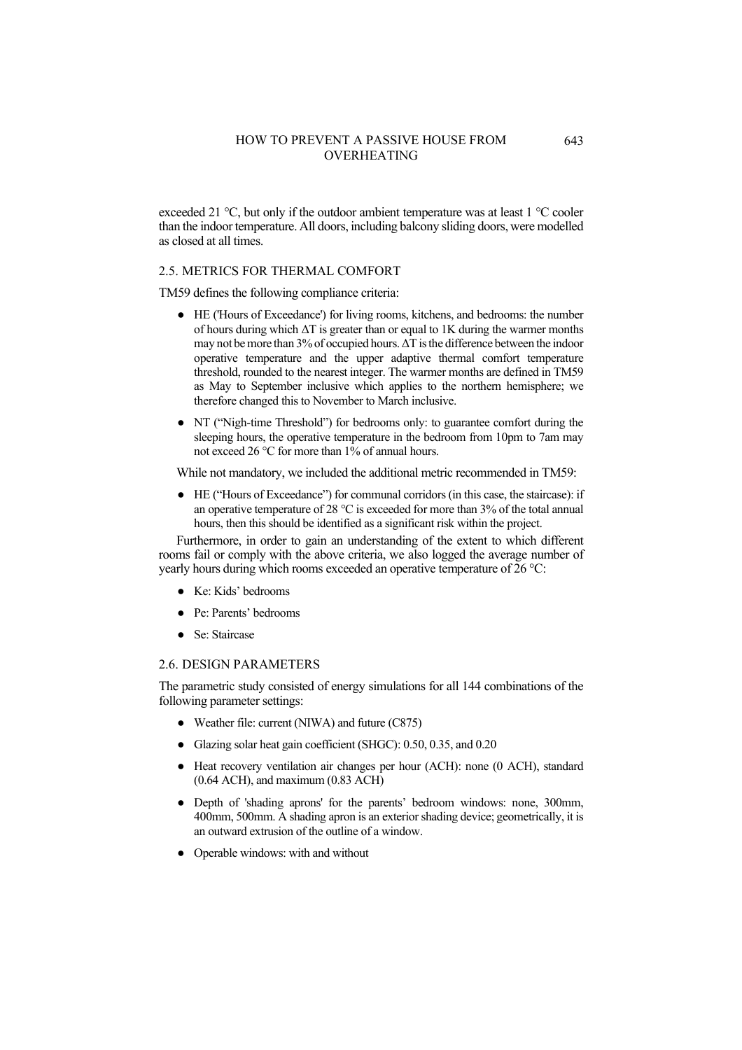exceeded 21 °C, but only if the outdoor ambient temperature was at least 1 °C cooler than the indoor temperature. All doors, including balcony sliding doors, were modelled as closed at all times.

### 2.5. METRICS FOR THERMAL COMFORT

TM59 defines the following compliance criteria:

- HE ('Hours of Exceedance') for living rooms, kitchens, and bedrooms: the number of hours during which $\Delta T$ is greater than or equal to 1K during the warmer months may not be more than 3% of occupied hours. $\Delta T$ is the difference between the indoor operative temperature and the upper adaptive thermal comfort temperature threshold, rounded to the nearest integer. The warmer months are defined in TM59 as May to September inclusive which applies to the northern hemisphere; we therefore changed this to November to March inclusive.
- NT ("Nigh-time Threshold") for bedrooms only: to guarantee comfort during the sleeping hours, the operative temperature in the bedroom from 10pm to 7am may not exceed 26 °C for more than 1% of annual hours.

While not mandatory, we included the additional metric recommended in TM59:

- HE ("Hours of Exceedance") for communal corridors (in this case, the staircase): if an operative temperature of 28 °C is exceeded for more than 3% of the total annual hours, then this should be identified as a significant risk within the project.

Furthermore, in order to gain an understanding of the extent to which different rooms fail or comply with the above criteria, we also logged the average number of yearly hours during which rooms exceeded an operative temperature of 26 °C:

- Ke: Kids' bedrooms
- Pe: Parents' bedrooms
- Se: Staircase

### 2.6. DESIGN PARAMETERS

The parametric study consisted of energy simulations for all 144 combinations of the following parameter settings:

- Weather file: current (NIWA) and future (C875)
- Glazing solar heat gain coefficient (SHGC): 0.50, 0.35, and 0.20
- Heat recovery ventilation air changes per hour (ACH): none (0 ACH), standard (0.64 ACH), and maximum (0.83 ACH)
- Depth of 'shading aprons' for the parents' bedroom windows: none, 300mm, 400mm, 500mm. A shading apron is an exterior shading device; geometrically, it is an outward extrusion of the outline of a window.
- Operable windows: with and without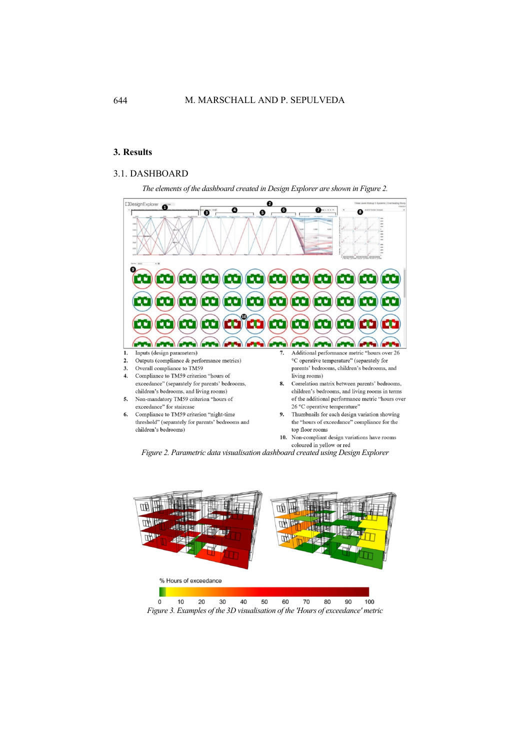## 3. Results

### 3.1. DASHBOARD

*The elements of the dashboard created in Design Explorer are shown in Figure 2.*

1. Inputs (design parameters)
2. Outputs (compliance & performance metrics)
3. Overall compliance to TM59
4. Compliance to TM59 criterion "hours of exceedance" (separately for parents' bedrooms, children's bedrooms, and living rooms)
5. Non-mandatory TM59 criterion "hours of exceedance" for staircase
6. Compliance to TM59 criterion "night-time threshold" (separately for parents' bedrooms and children's bedrooms)
7. Additional performance metric "hours over 26 °C operative temperature" (separately for parents' bedrooms, children's bedrooms, and living rooms)
8. Correlation matrix between parents' bedrooms, children's bedrooms, and living rooms in terms of the additional performance metric "hours over 26 °C operative temperature"
9. Thumbnails for each design variation showing the "hours of exceedance" compliance for the top floor rooms
10. Non-compliant design variations have rooms coloured in yellow or red

*Figure 2. Parametric data visualisation dashboard created using Design Explorer*

*Figure 3. Examples of the 3D visualisation of the 'Hours of exceedance' metric*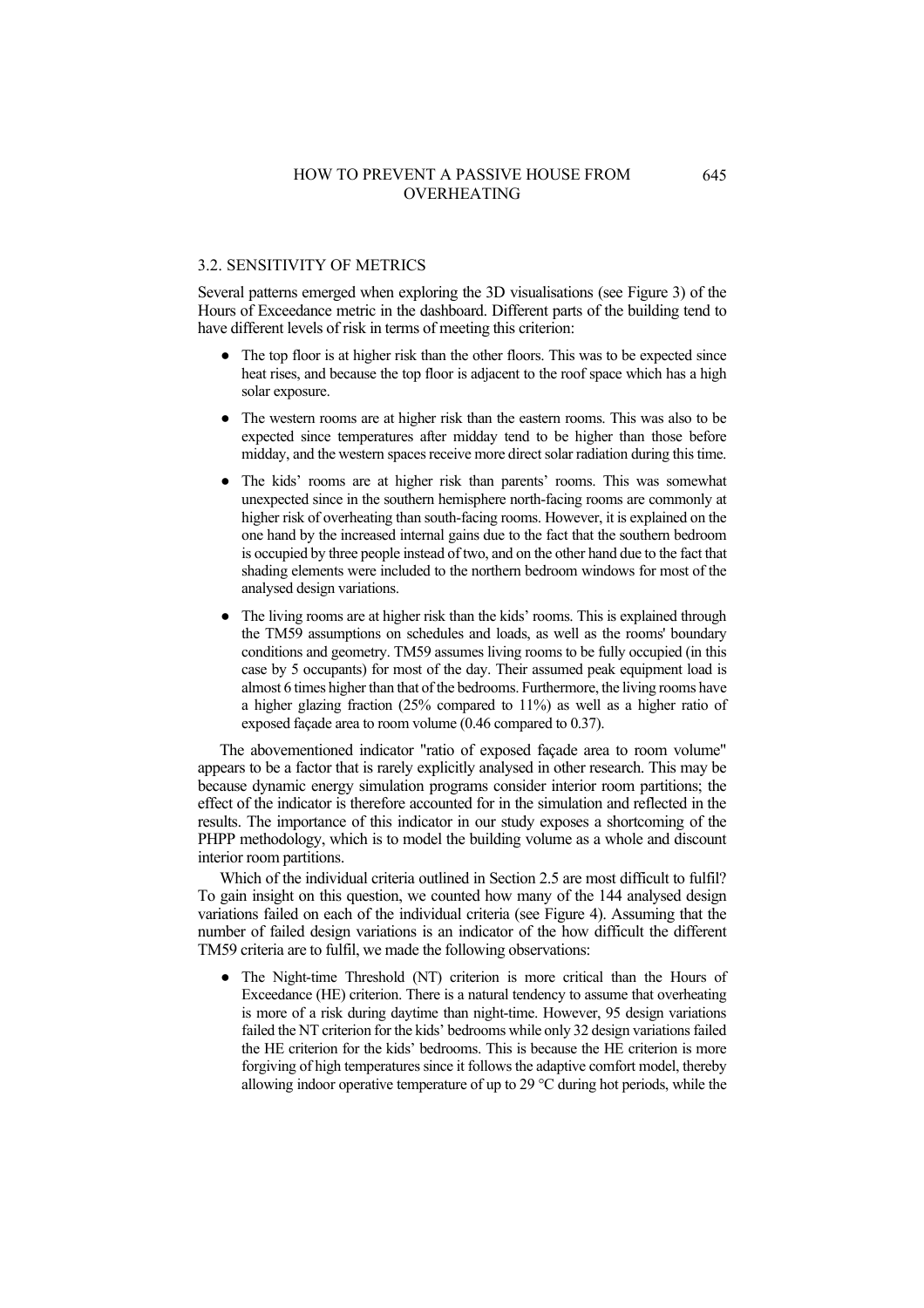### 3.2. SENSITIVITY OF METRICS

Several patterns emerged when exploring the 3D visualisations (see Figure 3) of the Hours of Exceedance metric in the dashboard. Different parts of the building tend to have different levels of risk in terms of meeting this criterion:

- The top floor is at higher risk than the other floors. This was to be expected since heat rises, and because the top floor is adjacent to the roof space which has a high solar exposure.
- The western rooms are at higher risk than the eastern rooms. This was also to be expected since temperatures after midday tend to be higher than those before midday, and the western spaces receive more direct solar radiation during this time.
- The kids' rooms are at higher risk than parents' rooms. This was somewhat unexpected since in the southern hemisphere north-facing rooms are commonly at higher risk of overheating than south-facing rooms. However, it is explained on the one hand by the increased internal gains due to the fact that the southern bedroom is occupied by three people instead of two, and on the other hand due to the fact that shading elements were included to the northern bedroom windows for most of the analysed design variations.
- The living rooms are at higher risk than the kids' rooms. This is explained through the TM59 assumptions on schedules and loads, as well as the rooms' boundary conditions and geometry. TM59 assumes living rooms to be fully occupied (in this case by 5 occupants) for most of the day. Their assumed peak equipment load is almost 6 times higher than that of the bedrooms. Furthermore, the living rooms have a higher glazing fraction (25% compared to 11%) as well as a higher ratio of exposed façade area to room volume (0.46 compared to 0.37).

The abovementioned indicator "ratio of exposed façade area to room volume" appears to be a factor that is rarely explicitly analysed in other research. This may be because dynamic energy simulation programs consider interior room partitions; the effect of the indicator is therefore accounted for in the simulation and reflected in the results. The importance of this indicator in our study exposes a shortcoming of the PHPP methodology, which is to model the building volume as a whole and discount interior room partitions.

Which of the individual criteria outlined in Section 2.5 are most difficult to fulfil? To gain insight on this question, we counted how many of the 144 analysed design variations failed on each of the individual criteria (see Figure 4). Assuming that the number of failed design variations is an indicator of the how difficult the different TM59 criteria are to fulfil, we made the following observations:

- The Night-time Threshold (NT) criterion is more critical than the Hours of Exceedance (HE) criterion. There is a natural tendency to assume that overheating is more of a risk during daytime than night-time. However, 95 design variations failed the NT criterion for the kids' bedrooms while only 32 design variations failed the HE criterion for the kids' bedrooms. This is because the HE criterion is more forgiving of high temperatures since it follows the adaptive comfort model, thereby allowing indoor operative temperature of up to 29 °C during hot periods, while the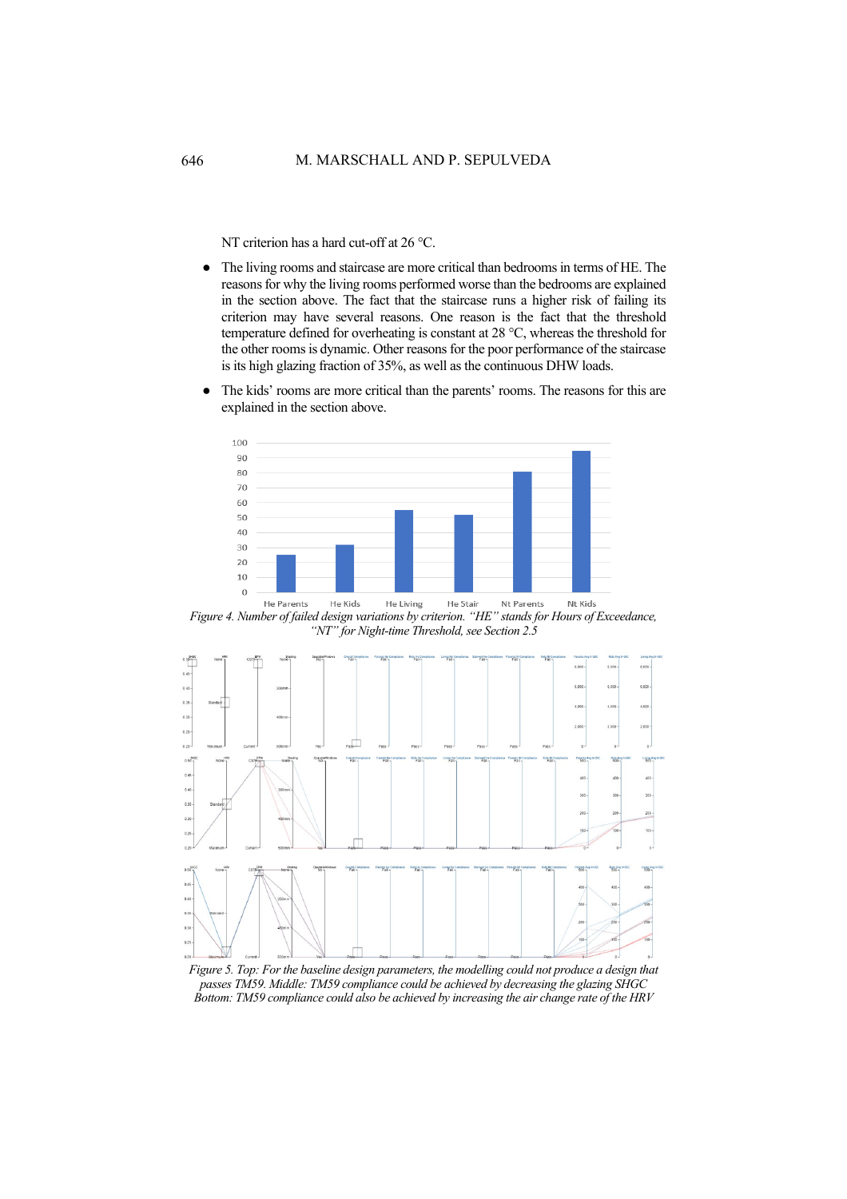NT criterion has a hard cut-off at 26 °C.

- The living rooms and staircase are more critical than bedrooms in terms of HE. The reasons for why the living rooms performed worse than the bedrooms are explained in the section above. The fact that the staircase runs a higher risk of failing its criterion may have several reasons. One reason is the fact that the threshold temperature defined for overheating is constant at 28 °C, whereas the threshold for the other rooms is dynamic. Other reasons for the poor performance of the staircase is its high glazing fraction of 35%, as well as the continuous DHW loads.
- The kids' rooms are more critical than the parents' rooms. The reasons for this are explained in the section above.

*Figure 4. Number of failed design variations by criterion. "HE" stands for Hours of Exceedance, "NT" for Night-time Threshold, see Section 2.5*

*Figure 5. Top: For the baseline design parameters, the modelling could not produce a design that passes TM59. Middle: TM59 compliance could be achieved by decreasing the glazing SHGC Bottom: TM59 compliance could also be achieved by increasing the air change rate of the HRV*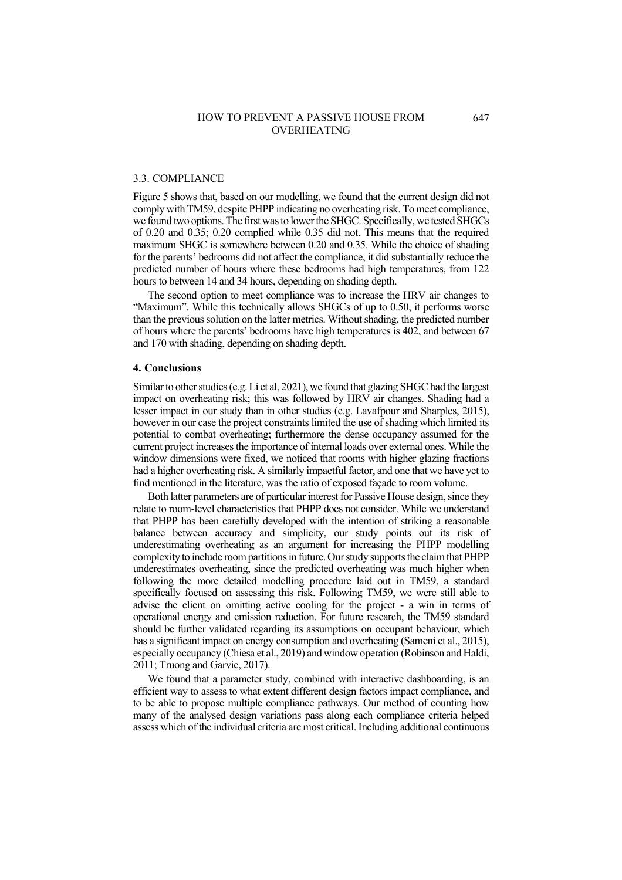### 3.3. COMPLIANCE

Figure 5 shows that, based on our modelling, we found that the current design did not comply with TM59, despite PHPP indicating no overheating risk. To meet compliance, we found two options. The first was to lower the SHGC. Specifically, we tested SHGCs of 0.20 and 0.35; 0.20 complied while 0.35 did not. This means that the required maximum SHGC is somewhere between 0.20 and 0.35. While the choice of shading for the parents' bedrooms did not affect the compliance, it did substantially reduce the predicted number of hours where these bedrooms had high temperatures, from 122 hours to between 14 and 34 hours, depending on shading depth.

The second option to meet compliance was to increase the HRV air changes to "Maximum". While this technically allows SHGCs of up to 0.50, it performs worse than the previous solution on the latter metrics. Without shading, the predicted number of hours where the parents' bedrooms have high temperatures is 402, and between 67 and 170 with shading, depending on shading depth.

## 4. Conclusions

Similar to other studies (e.g. Li et al, 2021), we found that glazing SHGC had the largest impact on overheating risk; this was followed by HRV air changes. Shading had a lesser impact in our study than in other studies (e.g. Lavafpour and Sharples, 2015), however in our case the project constraints limited the use of shading which limited its potential to combat overheating; furthermore the dense occupancy assumed for the current project increases the importance of internal loads over external ones. While the window dimensions were fixed, we noticed that rooms with higher glazing fractions had a higher overheating risk. A similarly impactful factor, and one that we have yet to find mentioned in the literature, was the ratio of exposed façade to room volume.

Both latter parameters are of particular interest for Passive House design, since they relate to room-level characteristics that PHPP does not consider. While we understand that PHPP has been carefully developed with the intention of striking a reasonable balance between accuracy and simplicity, our study points out its risk of underestimating overheating as an argument for increasing the PHPP modelling complexity to include room partitions in future. Our study supports the claim that PHPP underestimates overheating, since the predicted overheating was much higher when following the more detailed modelling procedure laid out in TM59, a standard specifically focused on assessing this risk. Following TM59, we were still able to advise the client on omitting active cooling for the project - a win in terms of operational energy and emission reduction. For future research, the TM59 standard should be further validated regarding its assumptions on occupant behaviour, which has a significant impact on energy consumption and overheating (Sameni et al., 2015), especially occupancy (Chiesa et al., 2019) and window operation (Robinson and Haldi, 2011; Truong and Garvie, 2017).

We found that a parameter study, combined with interactive dashboarding, is an efficient way to assess to what extent different design factors impact compliance, and to be able to propose multiple compliance pathways. Our method of counting how many of the analysed design variations pass along each compliance criteria helped assess which of the individual criteria are most critical. Including additional continuous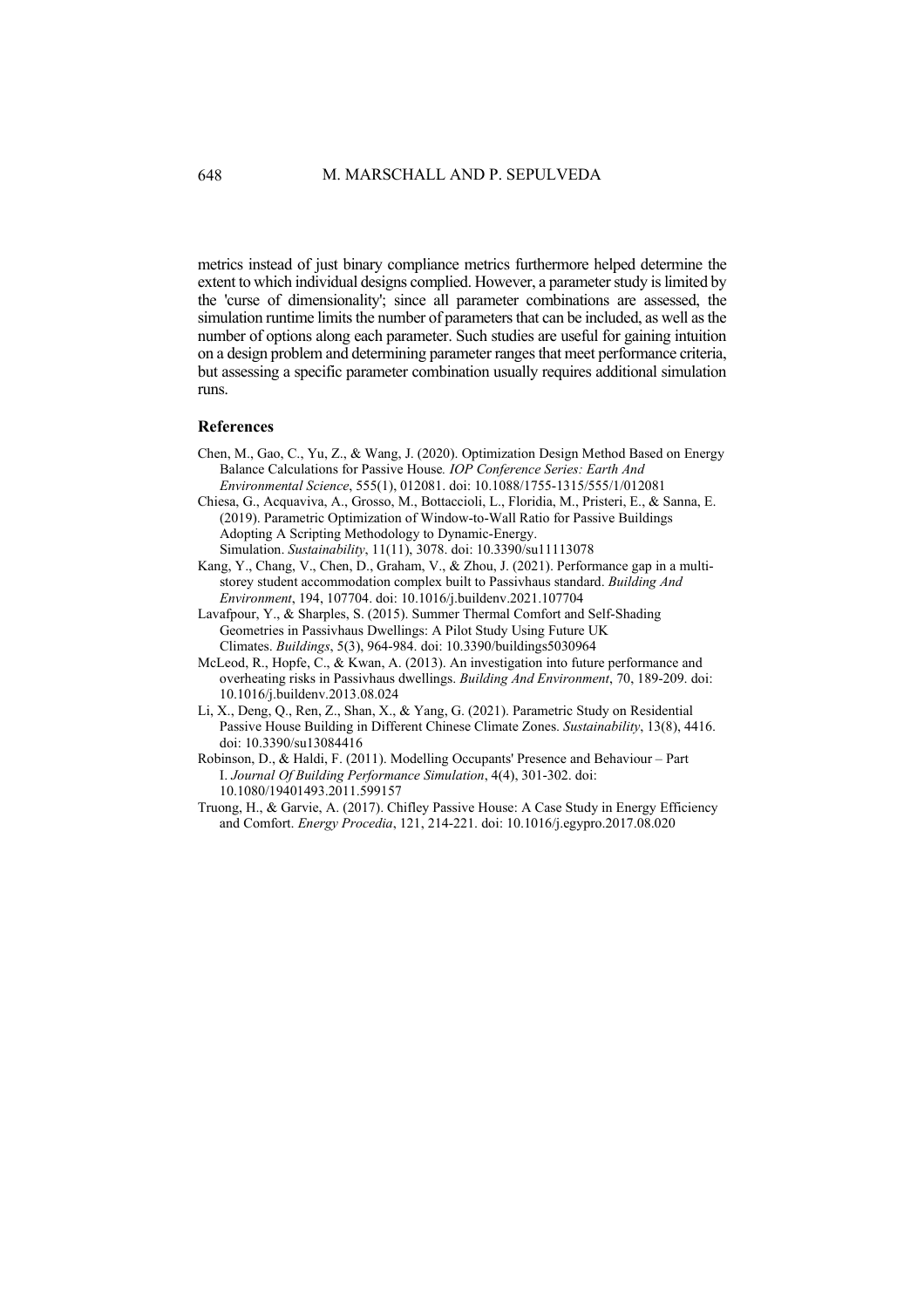metrics instead of just binary compliance metrics furthermore helped determine the extent to which individual designs complied. However, a parameter study is limited by the 'curse of dimensionality'; since all parameter combinations are assessed, the simulation runtime limits the number of parameters that can be included, as well as the number of options along each parameter. Such studies are useful for gaining intuition on a design problem and determining parameter ranges that meet performance criteria, but assessing a specific parameter combination usually requires additional simulation runs.

## References

Chen, M., Gao, C., Yu, Z., & Wang, J. (2020). Optimization Design Method Based on Energy Balance Calculations for Passive House. *IOP Conference Series: Earth And Environmental Science*, 555(1), 012081. doi: 10.1088/1755-1315/555/1/012081

Chiesa, G., Acquaviva, A., Grosso, M., Bottaccioli, L., Floridia, M., Pristeri, E., & Sanna, E. (2019). Parametric Optimization of Window-to-Wall Ratio for Passive Buildings Adopting A Scripting Methodology to Dynamic-Energy. Simulation. *Sustainability*, 11(11), 3078. doi: 10.3390/su11113078

Kang, Y., Chang, V., Chen, D., Graham, V., & Zhou, J. (2021). Performance gap in a multi-storey student accommodation complex built to Passivhaus standard. *Building And Environment*, 194, 107704. doi: 10.1016/j.buildenv.2021.107704

Lavafpour, Y., & Sharples, S. (2015). Summer Thermal Comfort and Self-Shading Geometries in Passivhaus Dwellings: A Pilot Study Using Future UK Climates. *Buildings*, 5(3), 964-984. doi: 10.3390/buildings5030964

McLeod, R., Hopfe, C., & Kwan, A. (2013). An investigation into future performance and overheating risks in Passivhaus dwellings. *Building And Environment*, 70, 189-209. doi: 10.1016/j.buildenv.2013.08.024

Li, X., Deng, Q., Ren, Z., Shan, X., & Yang, G. (2021). Parametric Study on Residential Passive House Building in Different Chinese Climate Zones. *Sustainability*, 13(8), 4416. doi: 10.3390/su13084416

Robinson, D., & Haldi, F. (2011). Modelling Occupants' Presence and Behaviour – Part I. *Journal Of Building Performance Simulation*, 4(4), 301-302. doi: 10.1080/19401493.2011.599157

Truong, H., & Garvie, A. (2017). Chifley Passive House: A Case Study in Energy Efficiency and Comfort. *Energy Procedia*, 121, 214-221. doi: 10.1016/j.egypro.2017.08.020